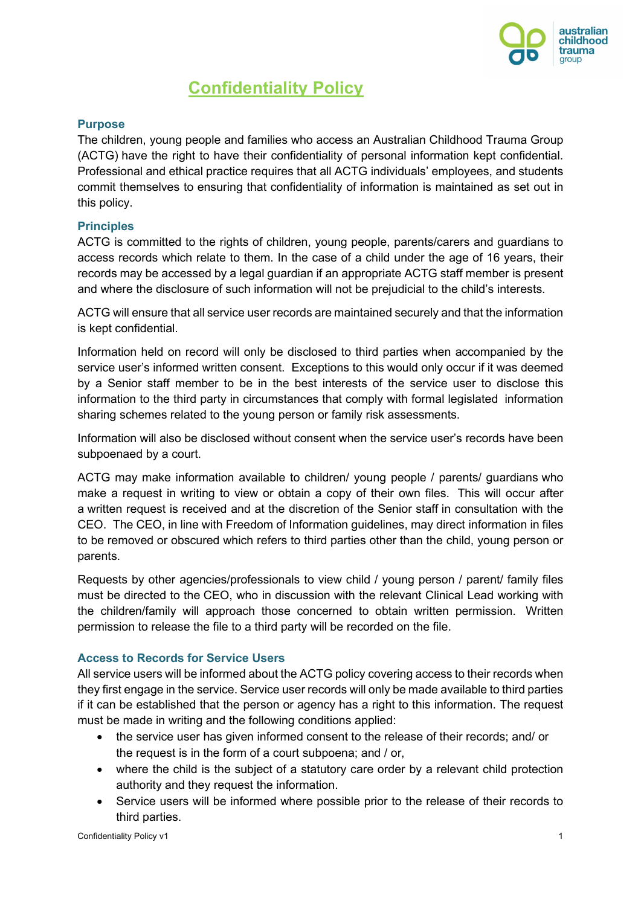# Confidentiality Policy

## Purpose

The children, young people and families who access an Australian Childhood Trauma Group (ACTG) have the right to have their confidentiality of personal information kept confidential. Professional and ethical practice requires that all ACTG individuals' employees, and students commit themselves to ensuring that confidentiality of information is maintained as set out in this policy.

## Principles

ACTG is committed to the rights of children, young people, parents/carers and guardians to access records which relate to them. In the case of a child under the age of 16 years, their records may be accessed by a legal guardian if an appropriate ACTG staff member is present and where the disclosure of such information will not be prejudicial to the child's interests.

ACTG will ensure that all service user records are maintained securely and that the information is kept confidential.

Information held on record will only be disclosed to third parties when accompanied by the service user's informed written consent. Exceptions to this would only occur if it was deemed by a Senior staff member to be in the best interests of the service user to disclose this information to the third party in circumstances that comply with formal legislated information sharing schemes related to the young person or family risk assessments.

Information will also be disclosed without consent when the service user's records have been subpoenaed by a court.

ACTG may make information available to children/ young people / parents/ guardians who make a request in writing to view or obtain a copy of their own files. This will occur after a written request is received and at the discretion of the Senior staff in consultation with the CEO. The CEO, in line with Freedom of Information guidelines, may direct information in files to be removed or obscured which refers to third parties other than the child, young person or parents.

Requests by other agencies/professionals to view child / young person / parent/ family files must be directed to the CEO, who in discussion with the relevant Clinical Lead working with the children/family will approach those concerned to obtain written permission. Written permission to release the file to a third party will be recorded on the file.

## Access to Records for Service Users

All service users will be informed about the ACTG policy covering access to their records when they first engage in the service. Service user records will only be made available to third parties if it can be established that the person or agency has a right to this information. The request must be made in writing and the following conditions applied:

- the service user has given informed consent to the release of their records; and/ or the request is in the form of a court subpoena; and / or,
- where the child is the subject of a statutory care order by a relevant child protection authority and they request the information.
- Service users will be informed where possible prior to the release of their records to third parties.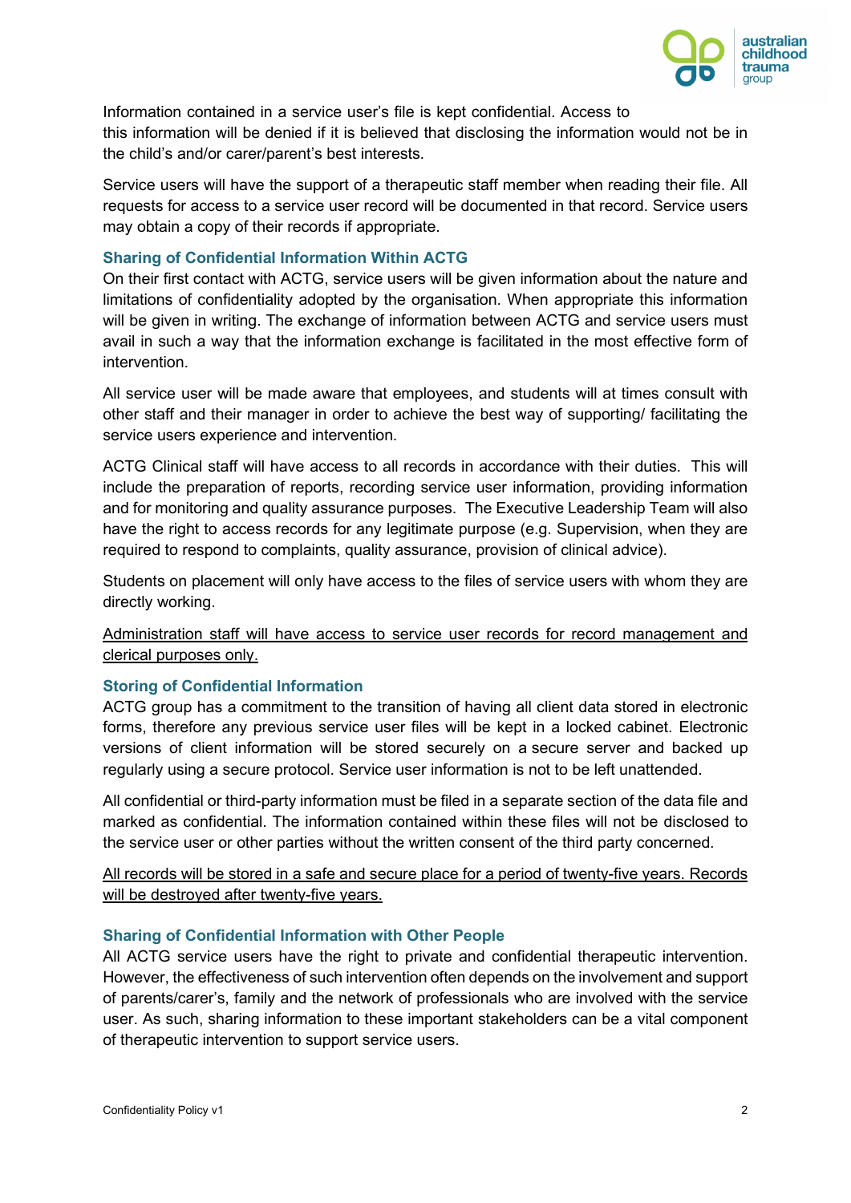Information contained in a service user's file is kept confidential. Access to this information will be denied if it is believed that disclosing the information would not be in the child's and/or carer/parent's best interests.

Service users will have the support of a therapeutic staff member when reading their file. All requests for access to a service user record will be documented in that record. Service users may obtain a copy of their records if appropriate.

### Sharing of Confidential Information Within ACTG

On their first contact with ACTG, service users will be given information about the nature and limitations of confidentiality adopted by the organisation. When appropriate this information will be given in writing. The exchange of information between ACTG and service users must avail in such a way that the information exchange is facilitated in the most effective form of intervention.

All service user will be made aware that employees, and students will at times consult with other staff and their manager in order to achieve the best way of supporting/ facilitating the service users experience and intervention.

ACTG Clinical staff will have access to all records in accordance with their duties. This will include the preparation of reports, recording service user information, providing information and for monitoring and quality assurance purposes. The Executive Leadership Team will also have the right to access records for any legitimate purpose (e.g. Supervision, when they are required to respond to complaints, quality assurance, provision of clinical advice).

Students on placement will only have access to the files of service users with whom they are directly working.

<u>Administration staff will have access to service user records for record management and clerical purposes only.</u>

### Storing of Confidential Information

ACTG group has a commitment to the transition of having all client data stored in electronic forms, therefore any previous service user files will be kept in a locked cabinet. Electronic versions of client information will be stored securely on a secure server and backed up regularly using a secure protocol. Service user information is not to be left unattended.

All confidential or third-party information must be filed in a separate section of the data file and marked as confidential. The information contained within these files will not be disclosed to the service user or other parties without the written consent of the third party concerned.

<u>All records will be stored in a safe and secure place for a period of twenty-five years. Records will be destroyed after twenty-five years.</u>

### Sharing of Confidential Information with Other People

All ACTG service users have the right to private and confidential therapeutic intervention. However, the effectiveness of such intervention often depends on the involvement and support of parents/carer's, family and the network of professionals who are involved with the service user. As such, sharing information to these important stakeholders can be a vital component of therapeutic intervention to support service users.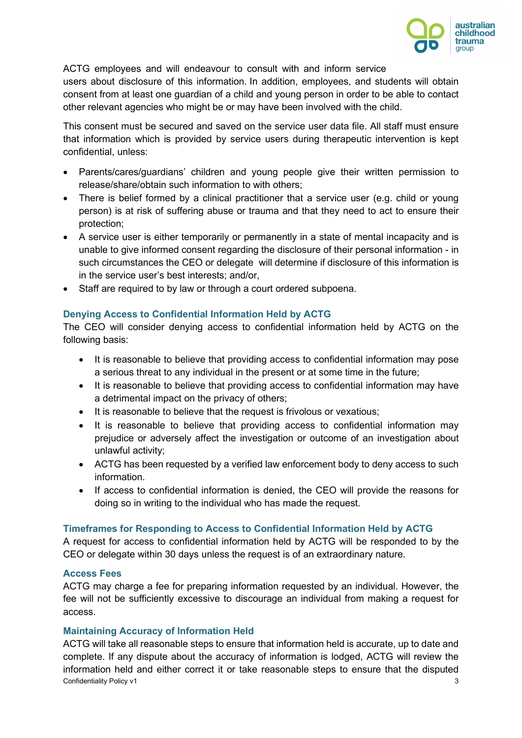ACTG employees and will endeavour to consult with and inform service users about disclosure of this information. In addition, employees, and students will obtain consent from at least one guardian of a child and young person in order to be able to contact other relevant agencies who might be or may have been involved with the child.

This consent must be secured and saved on the service user data file. All staff must ensure that information which is provided by service users during therapeutic intervention is kept confidential, unless:

- Parents/cares/guardians' children and young people give their written permission to release/share/obtain such information to with others;
- There is belief formed by a clinical practitioner that a service user (e.g. child or young person) is at risk of suffering abuse or trauma and that they need to act to ensure their protection;
- A service user is either temporarily or permanently in a state of mental incapacity and is unable to give informed consent regarding the disclosure of their personal information - in such circumstances the CEO or delegate will determine if disclosure of this information is in the service user's best interests; and/or,
- Staff are required to by law or through a court ordered subpoena.

### Denying Access to Confidential Information Held by ACTG

The CEO will consider denying access to confidential information held by ACTG on the following basis:

- It is reasonable to believe that providing access to confidential information may pose a serious threat to any individual in the present or at some time in the future;
- It is reasonable to believe that providing access to confidential information may have a detrimental impact on the privacy of others;
- It is reasonable to believe that the request is frivolous or vexatious;
- It is reasonable to believe that providing access to confidential information may prejudice or adversely affect the investigation or outcome of an investigation about unlawful activity;
- ACTG has been requested by a verified law enforcement body to deny access to such information.
- If access to confidential information is denied, the CEO will provide the reasons for doing so in writing to the individual who has made the request.

### Timeframes for Responding to Access to Confidential Information Held by ACTG

A request for access to confidential information held by ACTG will be responded to by the CEO or delegate within 30 days unless the request is of an extraordinary nature.

### Access Fees

ACTG may charge a fee for preparing information requested by an individual. However, the fee will not be sufficiently excessive to discourage an individual from making a request for access.

### Maintaining Accuracy of Information Held

ACTG will take all reasonable steps to ensure that information held is accurate, up to date and complete. If any dispute about the accuracy of information is lodged, ACTG will review the information held and either correct it or take reasonable steps to ensure that the disputed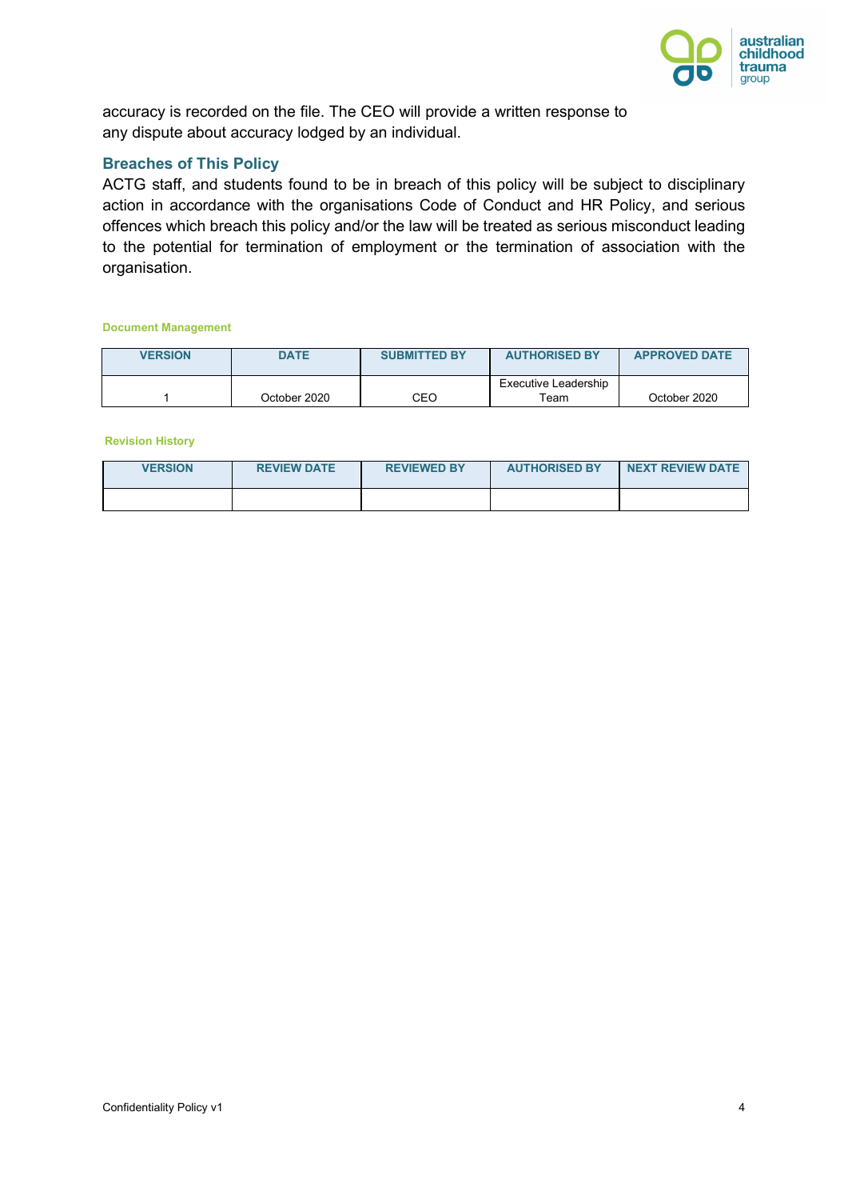accuracy is recorded on the file. The CEO will provide a written response to any dispute about accuracy lodged by an individual.

## Breaches of This Policy

ACTG staff, and students found to be in breach of this policy will be subject to disciplinary action in accordance with the organisations Code of Conduct and HR Policy, and serious offences which breach this policy and/or the law will be treated as serious misconduct leading to the potential for termination of employment or the termination of association with the organisation.

#### Document Management

| VERSION | DATE | SUBMITTED BY | AUTHORISED BY | APPROVED DATE |
|---|---|---|---|---|
| 1 | October 2020 | CEO | Executive Leadership Team | October 2020 |

#### Revision History

| VERSION | REVIEW DATE | REVIEWED BY | AUTHORISED BY | NEXT REVIEW DATE |
|---|---|---|---|---|
| | | | | |